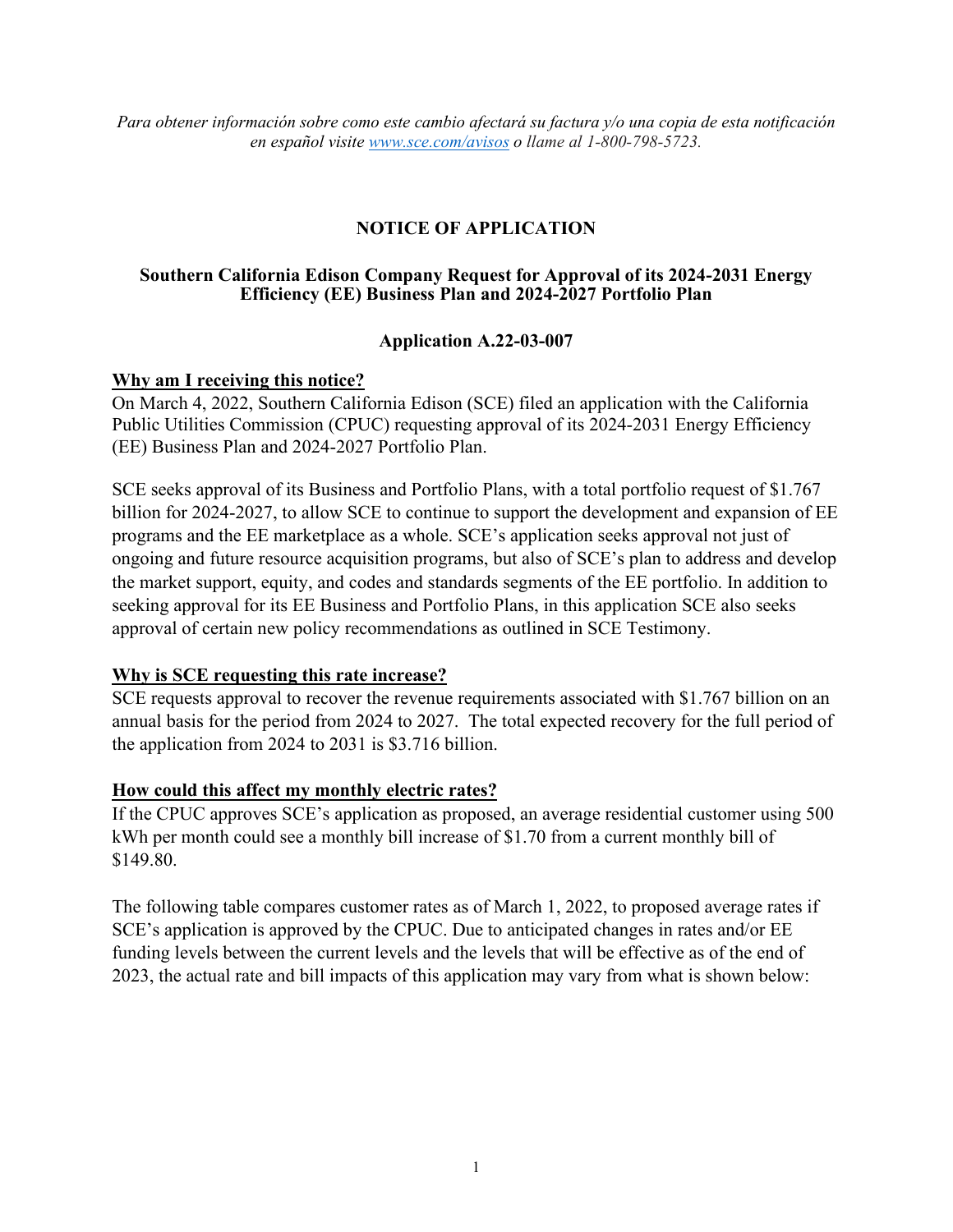*Para obtener información sobre como este cambio afectará su factura y/o una copia de esta notificación en español visite [www.sce.com/avisos](www.sce.com/avisos) o llame al 1-800-798-5723.*

# NOTICE OF APPLICATION

## Southern California Edison Company Request for Approval of its 2024-2031 Energy Efficiency (EE) Business Plan and 2024-2027 Portfolio Plan

## Application A.22-03-007

### Why am I receiving this notice?

On March 4, 2022, Southern California Edison (SCE) filed an application with the California Public Utilities Commission (CPUC) requesting approval of its 2024-2031 Energy Efficiency (EE) Business Plan and 2024-2027 Portfolio Plan.

SCE seeks approval of its Business and Portfolio Plans, with a total portfolio request of $1.767 billion for 2024-2027, to allow SCE to continue to support the development and expansion of EE programs and the EE marketplace as a whole. SCE's application seeks approval not just of ongoing and future resource acquisition programs, but also of SCE's plan to address and develop the market support, equity, and codes and standards segments of the EE portfolio. In addition to seeking approval for its EE Business and Portfolio Plans, in this application SCE also seeks approval of certain new policy recommendations as outlined in SCE Testimony.

### Why is SCE requesting this rate increase?

SCE requests approval to recover the revenue requirements associated with $1.767 billion on an annual basis for the period from 2024 to 2027. The total expected recovery for the full period of the application from 2024 to 2031 is $3.716 billion.

### How could this affect my monthly electric rates?

If the CPUC approves SCE's application as proposed, an average residential customer using 500 kWh per month could see a monthly bill increase of $1.70 from a current monthly bill of $149.80.

The following table compares customer rates as of March 1, 2022, to proposed average rates if SCE's application is approved by the CPUC. Due to anticipated changes in rates and/or EE funding levels between the current levels and the levels that will be effective as of the end of 2023, the actual rate and bill impacts of this application may vary from what is shown below: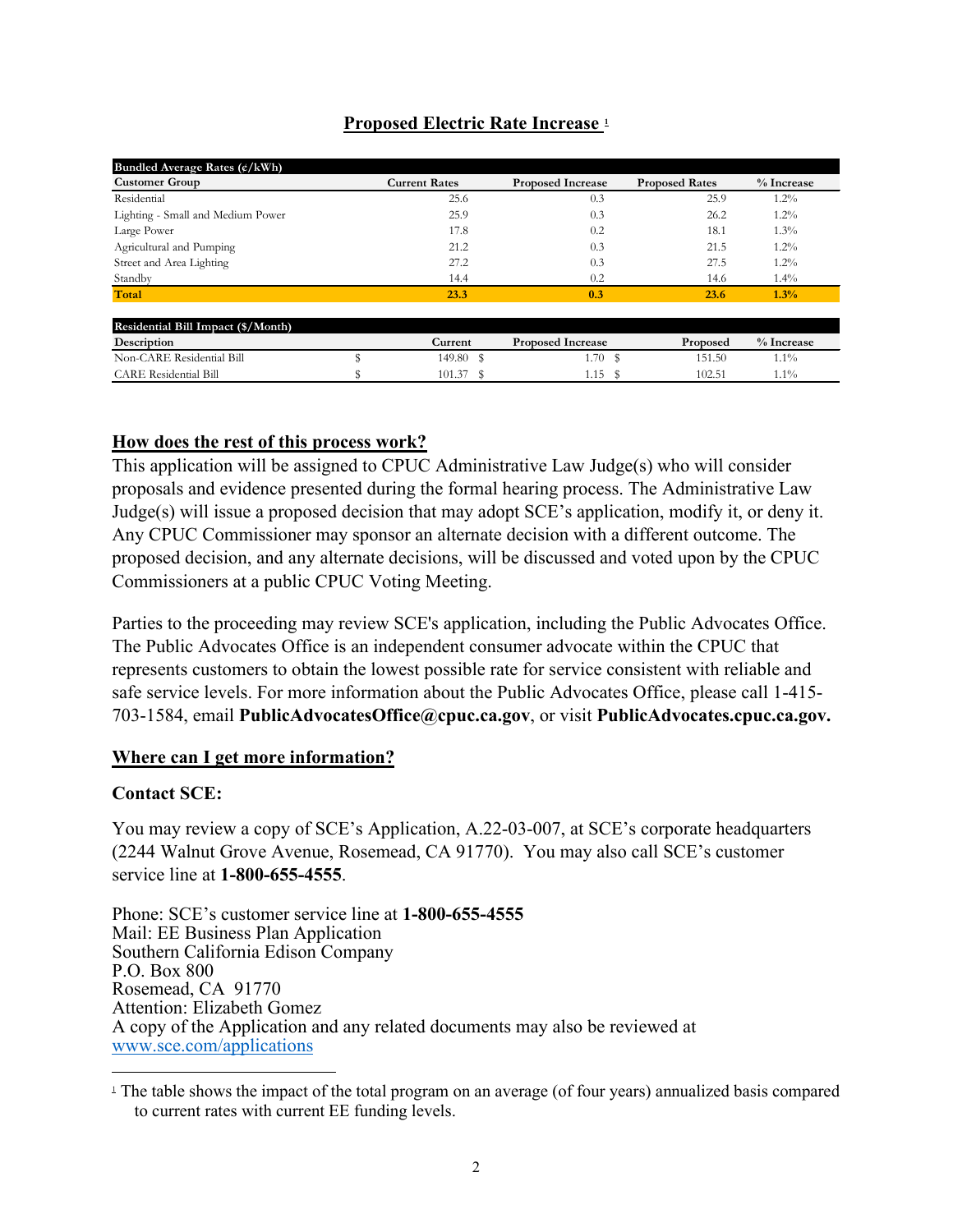## Proposed Electric Rate Increase [1]

| Bundled Average Rates (¢/kWh) | | | | |
|---|---|---|---|---|
| **Customer Group** | **Current Rates** | **Proposed Increase** | **Proposed Rates** | **% Increase** |
| Residential | 25.6 | 0.3 | 25.9 | 1.2% |
| Lighting - Small and Medium Power | 25.9 | 0.3 | 26.2 | 1.2% |
| Large Power | 17.8 | 0.2 | 18.1 | 1.3% |
| Agricultural and Pumping | 21.2 | 0.3 | 21.5 | 1.2% |
| Street and Area Lighting | 27.2 | 0.3 | 27.5 | 1.2% |
| Standby | 14.4 | 0.2 | 14.6 | 1.4% |
| **Total** | **23.3** | **0.3** | **23.6** | **1.3%** |

| Residential Bill Impact ($/Month) | | | | |
|---|---|---|---|---|
| **Description** | **Current** | **Proposed Increase** | **Proposed** | **% Increase** |
| Non-CARE Residential Bill | $ 149.80 | $ 1.70 | $ 151.50 | 1.1% |
| CARE Residential Bill | $ 101.37 | $ 1.15 | $ 102.51 | 1.1% |

## How does the rest of this process work?

This application will be assigned to CPUC Administrative Law Judge(s) who will consider proposals and evidence presented during the formal hearing process. The Administrative Law Judge(s) will issue a proposed decision that may adopt SCE's application, modify it, or deny it. Any CPUC Commissioner may sponsor an alternate decision with a different outcome. The proposed decision, and any alternate decisions, will be discussed and voted upon by the CPUC Commissioners at a public CPUC Voting Meeting.

Parties to the proceeding may review SCE's application, including the Public Advocates Office. The Public Advocates Office is an independent consumer advocate within the CPUC that represents customers to obtain the lowest possible rate for service consistent with reliable and safe service levels. For more information about the Public Advocates Office, please call 1-415-703-1584, email **PublicAdvocatesOffice@cpuc.ca.gov**, or visit **PublicAdvocates.cpuc.ca.gov.**

## Where can I get more information?

**Contact SCE:**

You may review a copy of SCE's Application, A.22-03-007, at SCE's corporate headquarters (2244 Walnut Grove Avenue, Rosemead, CA 91770). You may also call SCE's customer service line at **1-800-655-4555**.

Phone: SCE's customer service line at **1-800-655-4555**
Mail: EE Business Plan Application
Southern California Edison Company
P.O. Box 800
Rosemead, CA 91770
Attention: Elizabeth Gomez
A copy of the Application and any related documents may also be reviewed at www.sce.com/applications

[1] The table shows the impact of the total program on an average (of four years) annualized basis compared to current rates with current EE funding levels.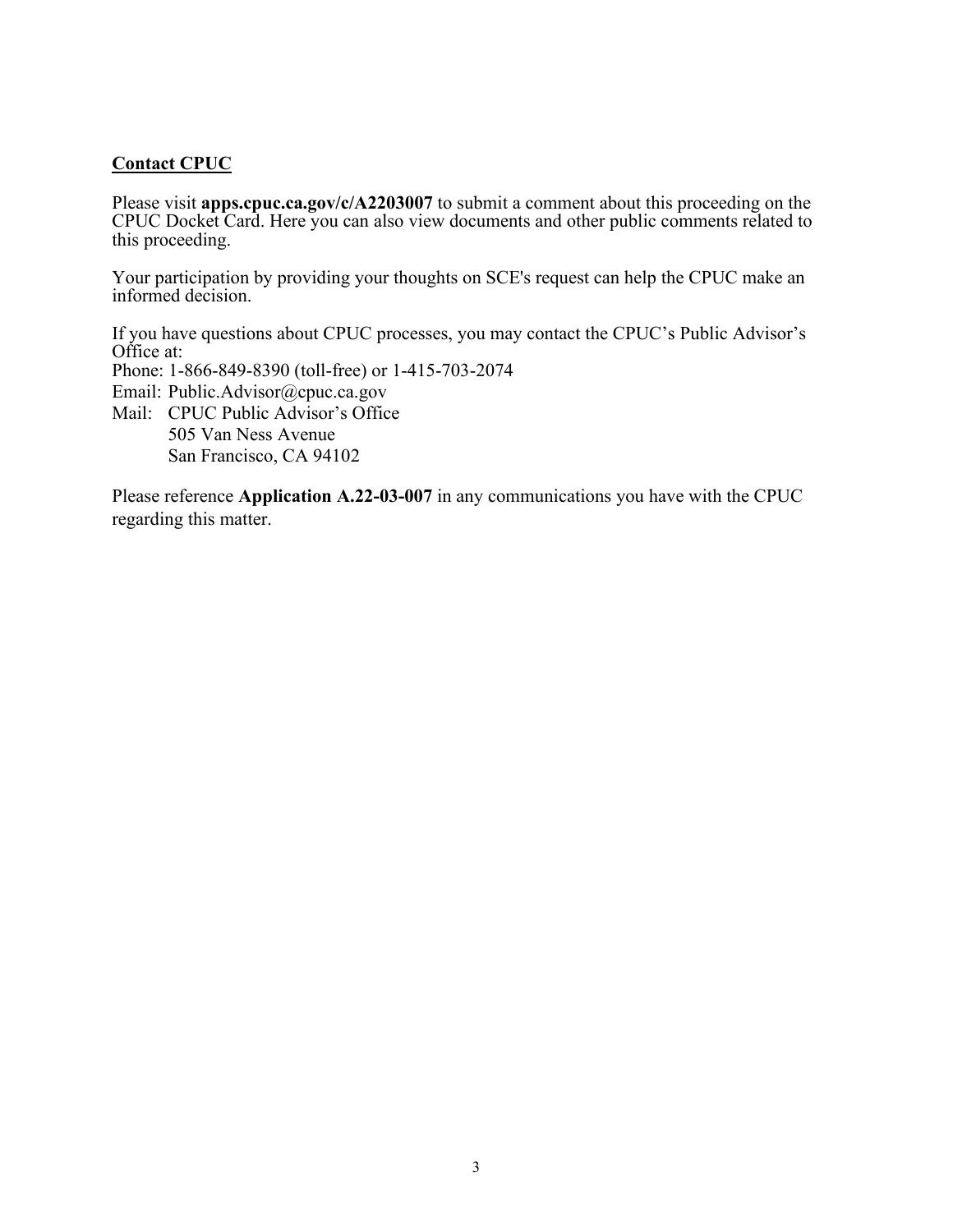**<u>Contact CPUC</u>**

Please visit **apps.cpuc.ca.gov/c/A2203007** to submit a comment about this proceeding on the CPUC Docket Card. Here you can also view documents and other public comments related to this proceeding.

Your participation by providing your thoughts on SCE's request can help the CPUC make an informed decision.

If you have questions about CPUC processes, you may contact the CPUC's Public Advisor's Office at:
Phone: 1-866-849-8390 (toll-free) or 1-415-703-2074
Email: Public.Advisor@cpuc.ca.gov
Mail: CPUC Public Advisor's Office
505 Van Ness Avenue
San Francisco, CA 94102

Please reference **Application A.22-03-007** in any communications you have with the CPUC regarding this matter.